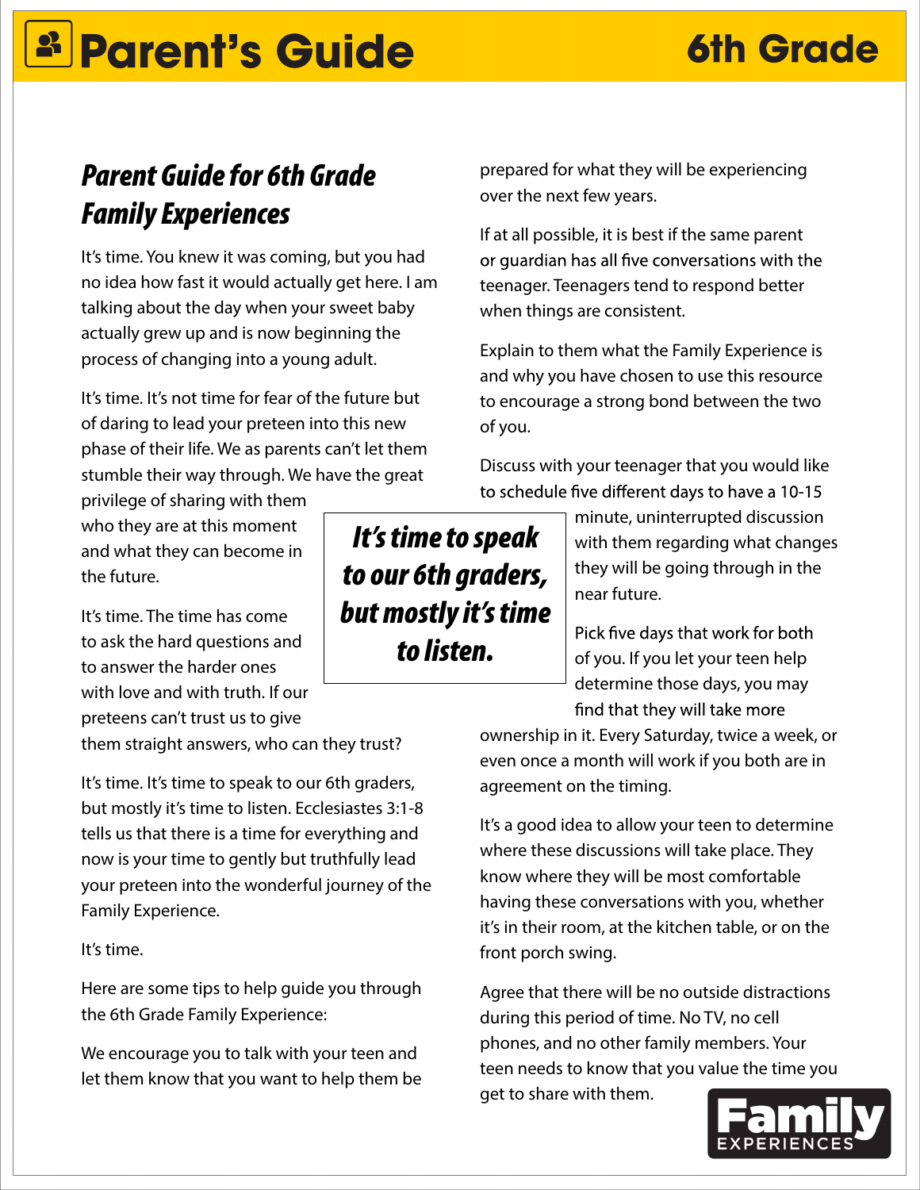# Parent Guide for 6th Grade Family Experiences

It's time. You knew it was coming, but you had no idea how fast it would actually get here. I am talking about the day when your sweet baby actually grew up and is now beginning the process of changing into a young adult.

It's time. It's not time for fear of the future but of daring to lead your preteen into this new phase of their life. We as parents can't let them stumble their way through. We have the great privilege of sharing with them who they are at this moment and what they can become in the future.

It's time. The time has come to ask the hard questions and to answer the harder ones with love and with truth. If our preteens can't trust us to give them straight answers, who can they trust?

> ***It's time to speak to our 6th graders, but mostly it's time to listen.***

It's time. It's time to speak to our 6th graders, but mostly it's time to listen. Ecclesiastes 3:1-8 tells us that there is a time for everything and now is your time to gently but truthfully lead your preteen into the wonderful journey of the Family Experience.

It's time.

Here are some tips to help guide you through the 6th Grade Family Experience:

We encourage you to talk with your teen and let them know that you want to help them be prepared for what they will be experiencing over the next few years.

If at all possible, it is best if the same parent or guardian has all five conversations with the teenager. Teenagers tend to respond better when things are consistent.

Explain to them what the Family Experience is and why you have chosen to use this resource to encourage a strong bond between the two of you.

Discuss with your teenager that you would like to schedule five different days to have a 10-15 minute, uninterrupted discussion with them regarding what changes they will be going through in the near future.

Pick five days that work for both of you. If you let your teen help determine those days, you may find that they will take more ownership in it. Every Saturday, twice a week, or even once a month will work if you both are in agreement on the timing.

It's a good idea to allow your teen to determine where these discussions will take place. They know where they will be most comfortable having these conversations with you, whether it's in their room, at the kitchen table, or on the front porch swing.

Agree that there will be no outside distractions during this period of time. No TV, no cell phones, and no other family members. Your teen needs to know that you value the time you get to share with them.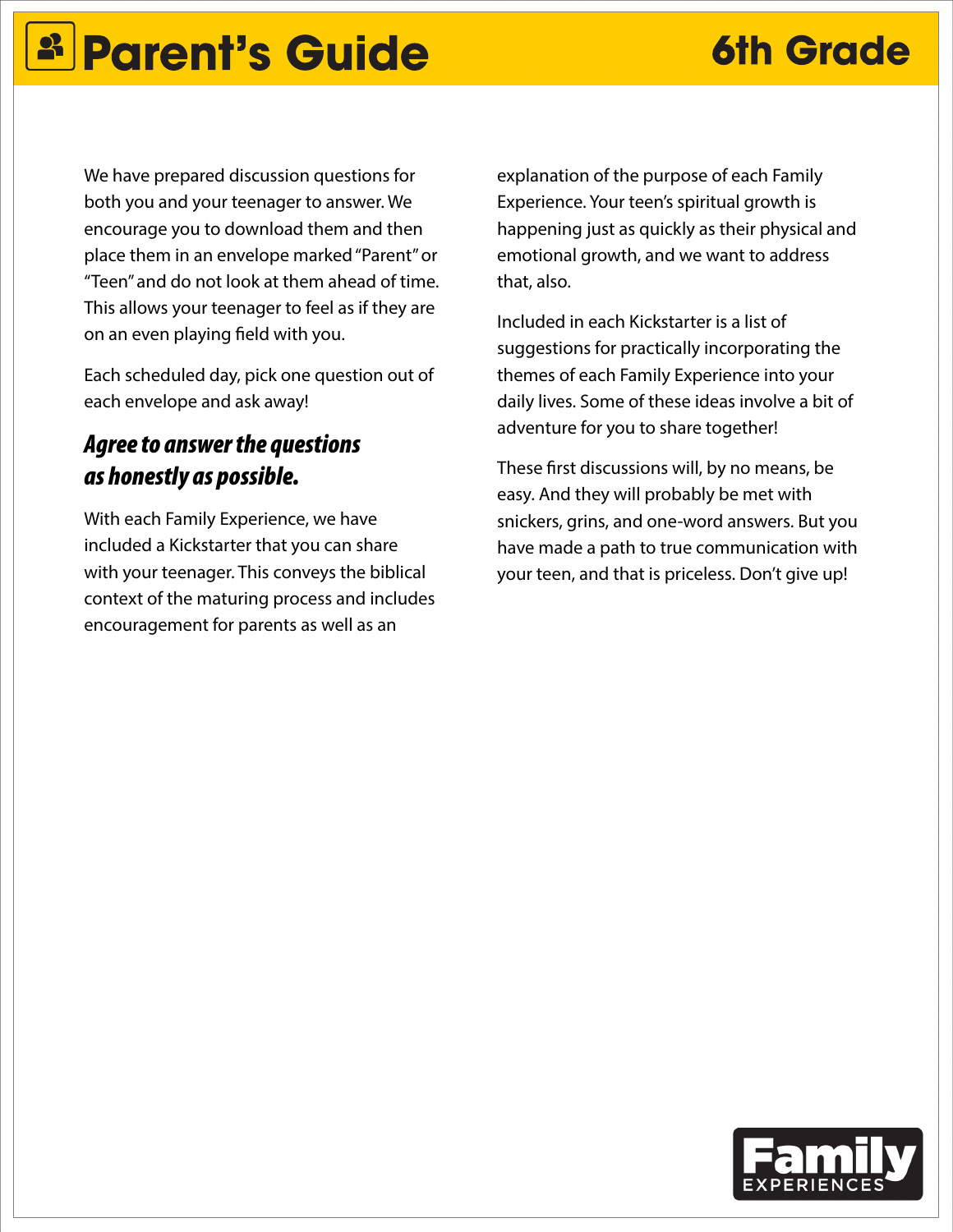We have prepared discussion questions for both you and your teenager to answer. We encourage you to download them and then place them in an envelope marked "Parent" or "Teen" and do not look at them ahead of time. This allows your teenager to feel as if they are on an even playing field with you.

Each scheduled day, pick one question out of each envelope and ask away!

### *Agree to answer the questions as honestly as possible.*

With each Family Experience, we have included a Kickstarter that you can share with your teenager. This conveys the biblical context of the maturing process and includes encouragement for parents as well as an explanation of the purpose of each Family Experience. Your teen's spiritual growth is happening just as quickly as their physical and emotional growth, and we want to address that, also.

Included in each Kickstarter is a list of suggestions for practically incorporating the themes of each Family Experience into your daily lives. Some of these ideas involve a bit of adventure for you to share together!

These first discussions will, by no means, be easy. And they will probably be met with snickers, grins, and one-word answers. But you have made a path to true communication with your teen, and that is priceless. Don't give up!